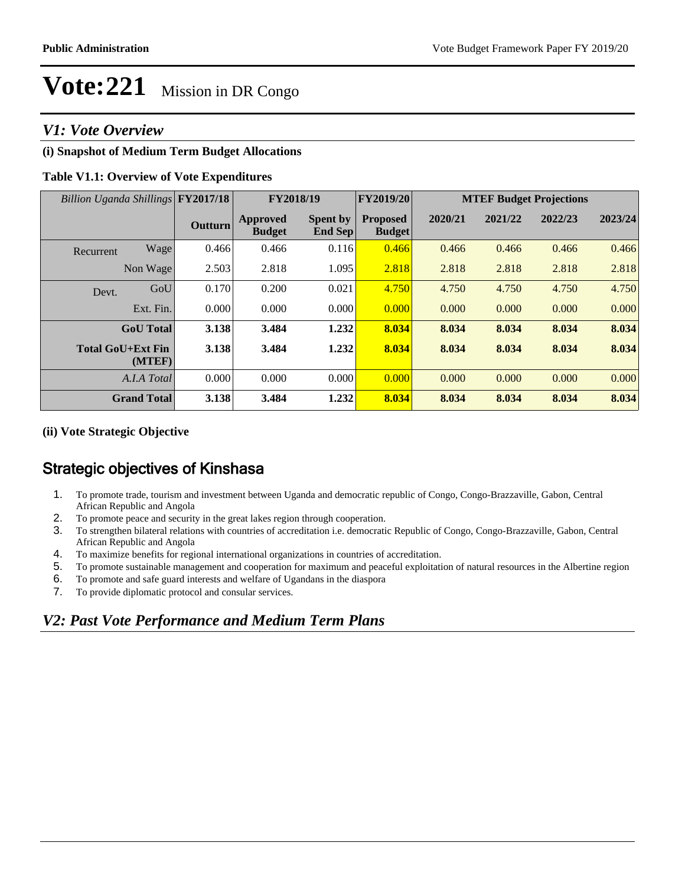# Vote:221 Mission in DR Congo

## V1: Vote Overview

### (i) Snapshot of Medium Term Budget Allocations

**Table V1.1: Overview of Vote Expenditures**

| *Billion Uganda Shillings* | | FY2017/18 | FY2018/19 | | FY2019/20 | MTEF Budget Projections | | | |
|---|---|---|---|---|---|---|---|---|---|
| | | Outturn | Approved Budget | Spent by End Sep | Proposed Budget | 2020/21 | 2021/22 | 2022/23 | 2023/24 |
| Recurrent | Wage | 0.466 | 0.466 | 0.116 | 0.466 | 0.466 | 0.466 | 0.466 | 0.466 |
| | Non Wage | 2.503 | 2.818 | 1.095 | 2.818 | 2.818 | 2.818 | 2.818 | 2.818 |
| Devt. | GoU | 0.170 | 0.200 | 0.021 | 4.750 | 4.750 | 4.750 | 4.750 | 4.750 |
| | Ext. Fin. | 0.000 | 0.000 | 0.000 | 0.000 | 0.000 | 0.000 | 0.000 | 0.000 |
| | **GoU Total** | **3.138** | **3.484** | **1.232** | **8.034** | **8.034** | **8.034** | **8.034** | **8.034** |
| | **Total GoU+Ext Fin (MTEF)** | **3.138** | **3.484** | **1.232** | **8.034** | **8.034** | **8.034** | **8.034** | **8.034** |
| | *A.I.A Total* | 0.000 | 0.000 | 0.000 | 0.000 | 0.000 | 0.000 | 0.000 | 0.000 |
| | **Grand Total** | **3.138** | **3.484** | **1.232** | **8.034** | **8.034** | **8.034** | **8.034** | **8.034** |

### (ii) Vote Strategic Objective

## Strategic objectives of Kinshasa

1. To promote trade, tourism and investment between Uganda and democratic republic of Congo, Congo-Brazzaville, Gabon, Central African Republic and Angola
2. To promote peace and security in the great lakes region through cooperation.
3. To strengthen bilateral relations with countries of accreditation i.e. democratic Republic of Congo, Congo-Brazzaville, Gabon, Central African Republic and Angola
4. To maximize benefits for regional international organizations in countries of accreditation.
5. To promote sustainable management and cooperation for maximum and peaceful exploitation of natural resources in the Albertine region
6. To promote and safe guard interests and welfare of Ugandans in the diaspora
7. To provide diplomatic protocol and consular services.

## V2: Past Vote Performance and Medium Term Plans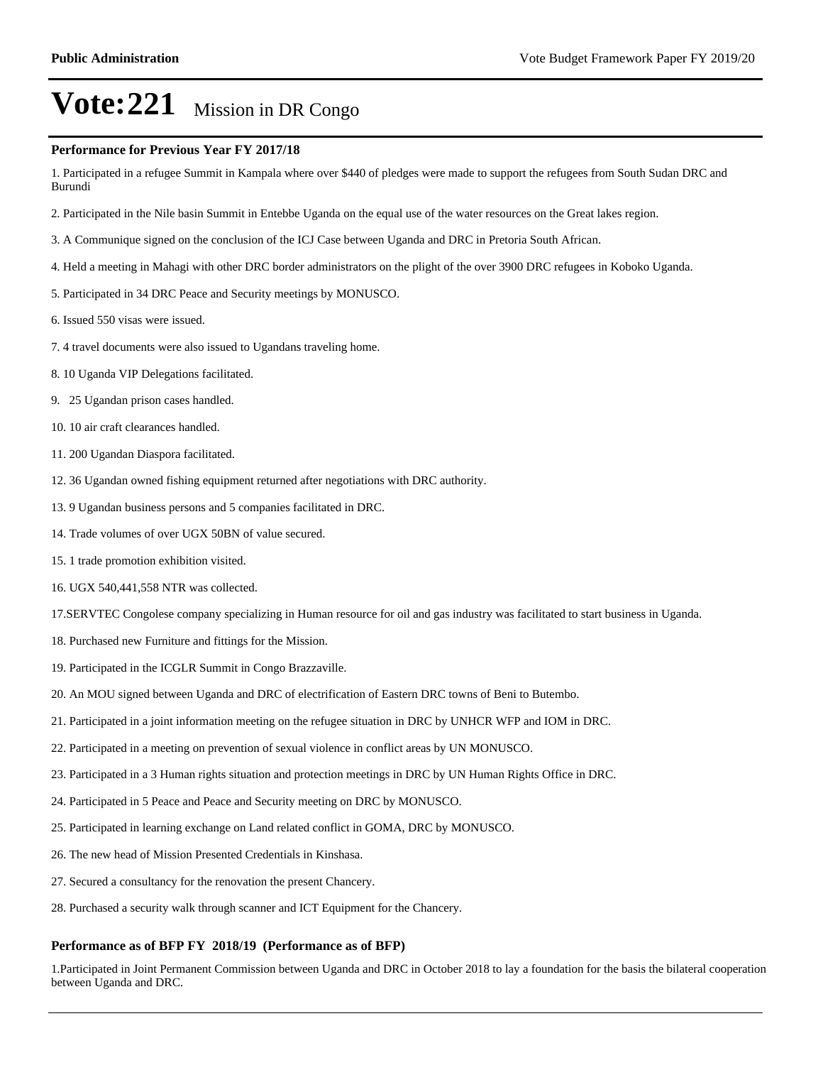# Vote:221 Mission in DR Congo

### Performance for Previous Year FY 2017/18

1. Participated in a refugee Summit in Kampala where over $440 of pledges were made to support the refugees from South Sudan DRC and Burundi

2. Participated in the Nile basin Summit in Entebbe Uganda on the equal use of the water resources on the Great lakes region.

3. A Communique signed on the conclusion of the ICJ Case between Uganda and DRC in Pretoria South African.

4. Held a meeting in Mahagi with other DRC border administrators on the plight of the over 3900 DRC refugees in Koboko Uganda.

5. Participated in 34 DRC Peace and Security meetings by MONUSCO.

6. Issued 550 visas were issued.

7. 4 travel documents were also issued to Ugandans traveling home.

8. 10 Uganda VIP Delegations facilitated.

9. 25 Ugandan prison cases handled.

10. 10 air craft clearances handled.

11. 200 Ugandan Diaspora facilitated.

12. 36 Ugandan owned fishing equipment returned after negotiations with DRC authority.

13. 9 Ugandan business persons and 5 companies facilitated in DRC.

14. Trade volumes of over UGX 50BN of value secured.

15. 1 trade promotion exhibition visited.

16. UGX 540,441,558 NTR was collected.

17.SERVTEC Congolese company specializing in Human resource for oil and gas industry was facilitated to start business in Uganda.

18. Purchased new Furniture and fittings for the Mission.

19. Participated in the ICGLR Summit in Congo Brazzaville.

20. An MOU signed between Uganda and DRC of electrification of Eastern DRC towns of Beni to Butembo.

21. Participated in a joint information meeting on the refugee situation in DRC by UNHCR WFP and IOM in DRC.

22. Participated in a meeting on prevention of sexual violence in conflict areas by UN MONUSCO.

23. Participated in a 3 Human rights situation and protection meetings in DRC by UN Human Rights Office in DRC.

24. Participated in 5 Peace and Peace and Security meeting on DRC by MONUSCO.

25. Participated in learning exchange on Land related conflict in GOMA, DRC by MONUSCO.

26. The new head of Mission Presented Credentials in Kinshasa.

27. Secured a consultancy for the renovation the present Chancery.

28. Purchased a security walk through scanner and ICT Equipment for the Chancery.

### Performance as of BFP FY 2018/19 (Performance as of BFP)

1.Participated in Joint Permanent Commission between Uganda and DRC in October 2018 to lay a foundation for the basis the bilateral cooperation between Uganda and DRC.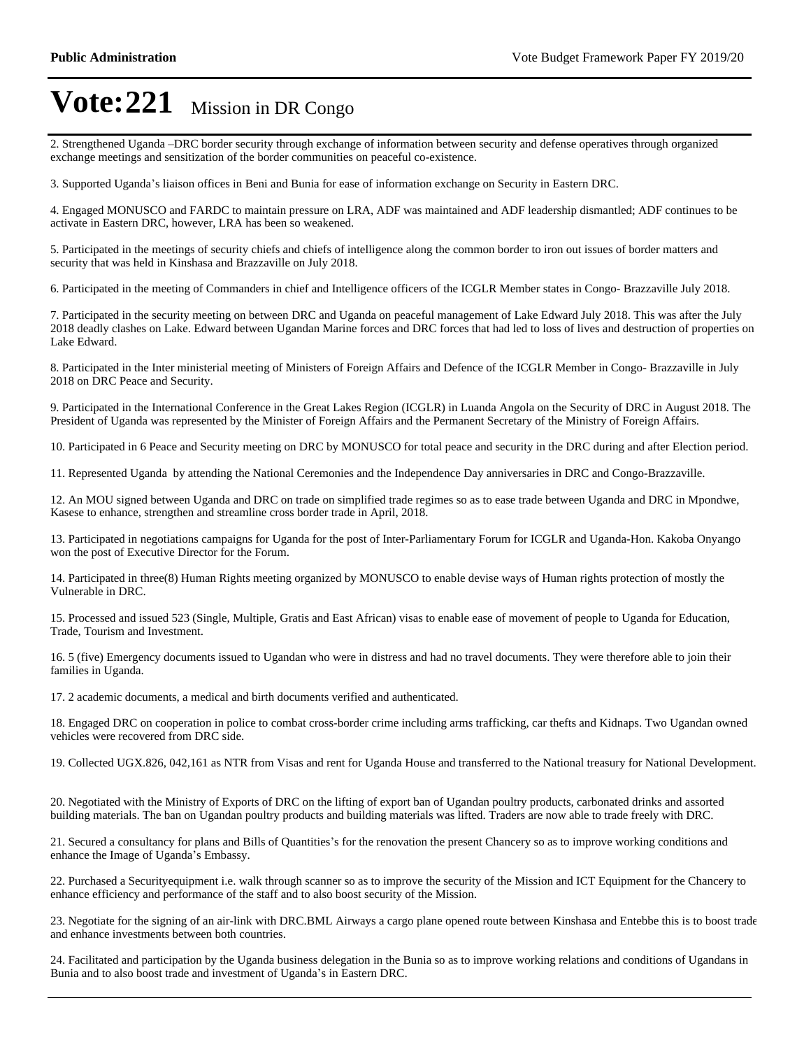# Vote:221 Mission in DR Congo

2. Strengthened Uganda –DRC border security through exchange of information between security and defense operatives through organized exchange meetings and sensitization of the border communities on peaceful co-existence.

3. Supported Uganda's liaison offices in Beni and Bunia for ease of information exchange on Security in Eastern DRC.

4. Engaged MONUSCO and FARDC to maintain pressure on LRA, ADF was maintained and ADF leadership dismantled; ADF continues to be activate in Eastern DRC, however, LRA has been so weakened.

5. Participated in the meetings of security chiefs and chiefs of intelligence along the common border to iron out issues of border matters and security that was held in Kinshasa and Brazzaville on July 2018.

6. Participated in the meeting of Commanders in chief and Intelligence officers of the ICGLR Member states in Congo- Brazzaville July 2018.

7. Participated in the security meeting on between DRC and Uganda on peaceful management of Lake Edward July 2018. This was after the July 2018 deadly clashes on Lake. Edward between Ugandan Marine forces and DRC forces that had led to loss of lives and destruction of properties on Lake Edward.

8. Participated in the Inter ministerial meeting of Ministers of Foreign Affairs and Defence of the ICGLR Member in Congo- Brazzaville in July 2018 on DRC Peace and Security.

9. Participated in the International Conference in the Great Lakes Region (ICGLR) in Luanda Angola on the Security of DRC in August 2018. The President of Uganda was represented by the Minister of Foreign Affairs and the Permanent Secretary of the Ministry of Foreign Affairs.

10. Participated in 6 Peace and Security meeting on DRC by MONUSCO for total peace and security in the DRC during and after Election period.

11. Represented Uganda by attending the National Ceremonies and the Independence Day anniversaries in DRC and Congo-Brazzaville.

12. An MOU signed between Uganda and DRC on trade on simplified trade regimes so as to ease trade between Uganda and DRC in Mpondwe, Kasese to enhance, strengthen and streamline cross border trade in April, 2018.

13. Participated in negotiations campaigns for Uganda for the post of Inter-Parliamentary Forum for ICGLR and Uganda-Hon. Kakoba Onyango won the post of Executive Director for the Forum.

14. Participated in three(8) Human Rights meeting organized by MONUSCO to enable devise ways of Human rights protection of mostly the Vulnerable in DRC.

15. Processed and issued 523 (Single, Multiple, Gratis and East African) visas to enable ease of movement of people to Uganda for Education, Trade, Tourism and Investment.

16. 5 (five) Emergency documents issued to Ugandan who were in distress and had no travel documents. They were therefore able to join their families in Uganda.

17. 2 academic documents, a medical and birth documents verified and authenticated.

18. Engaged DRC on cooperation in police to combat cross-border crime including arms trafficking, car thefts and Kidnaps. Two Ugandan owned vehicles were recovered from DRC side.

19. Collected UGX.826, 042,161 as NTR from Visas and rent for Uganda House and transferred to the National treasury for National Development.

20. Negotiated with the Ministry of Exports of DRC on the lifting of export ban of Ugandan poultry products, carbonated drinks and assorted building materials. The ban on Ugandan poultry products and building materials was lifted. Traders are now able to trade freely with DRC.

21. Secured a consultancy for plans and Bills of Quantities's for the renovation the present Chancery so as to improve working conditions and enhance the Image of Uganda's Embassy.

22. Purchased a Securityequipment i.e. walk through scanner so as to improve the security of the Mission and ICT Equipment for the Chancery to enhance efficiency and performance of the staff and to also boost security of the Mission.

23. Negotiate for the signing of an air-link with DRC.BML Airways a cargo plane opened route between Kinshasa and Entebbe this is to boost trade and enhance investments between both countries.

24. Facilitated and participation by the Uganda business delegation in the Bunia so as to improve working relations and conditions of Ugandans in Bunia and to also boost trade and investment of Uganda's in Eastern DRC.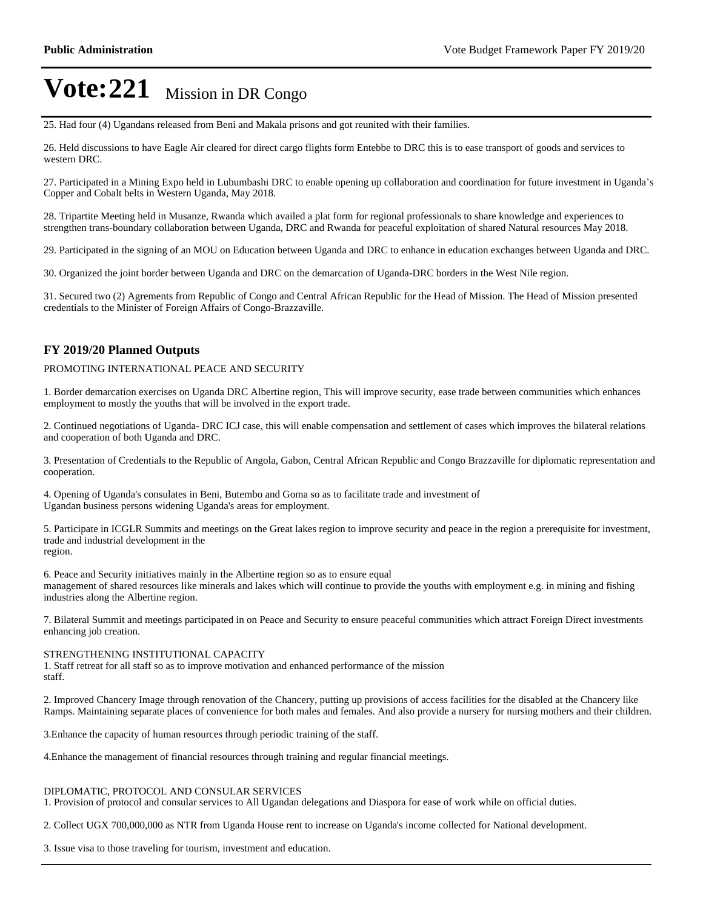# Vote:221 Mission in DR Congo

25. Had four (4) Ugandans released from Beni and Makala prisons and got reunited with their families.

26. Held discussions to have Eagle Air cleared for direct cargo flights form Entebbe to DRC this is to ease transport of goods and services to western DRC.

27. Participated in a Mining Expo held in Lubumbashi DRC to enable opening up collaboration and coordination for future investment in Uganda's Copper and Cobalt belts in Western Uganda, May 2018.

28. Tripartite Meeting held in Musanze, Rwanda which availed a plat form for regional professionals to share knowledge and experiences to strengthen trans-boundary collaboration between Uganda, DRC and Rwanda for peaceful exploitation of shared Natural resources May 2018.

29. Participated in the signing of an MOU on Education between Uganda and DRC to enhance in education exchanges between Uganda and DRC.

30. Organized the joint border between Uganda and DRC on the demarcation of Uganda-DRC borders in the West Nile region.

31. Secured two (2) Agrements from Republic of Congo and Central African Republic for the Head of Mission. The Head of Mission presented credentials to the Minister of Foreign Affairs of Congo-Brazzaville.

## FY 2019/20 Planned Outputs

PROMOTING INTERNATIONAL PEACE AND SECURITY

1. Border demarcation exercises on Uganda DRC Albertine region, This will improve security, ease trade between communities which enhances employment to mostly the youths that will be involved in the export trade.

2. Continued negotiations of Uganda- DRC ICJ case, this will enable compensation and settlement of cases which improves the bilateral relations and cooperation of both Uganda and DRC.

3. Presentation of Credentials to the Republic of Angola, Gabon, Central African Republic and Congo Brazzaville for diplomatic representation and cooperation.

4. Opening of Uganda's consulates in Beni, Butembo and Goma so as to facilitate trade and investment of Ugandan business persons widening Uganda's areas for employment.

5. Participate in ICGLR Summits and meetings on the Great lakes region to improve security and peace in the region a prerequisite for investment, trade and industrial development in the region.

6. Peace and Security initiatives mainly in the Albertine region so as to ensure equal management of shared resources like minerals and lakes which will continue to provide the youths with employment e.g. in mining and fishing industries along the Albertine region.

7. Bilateral Summit and meetings participated in on Peace and Security to ensure peaceful communities which attract Foreign Direct investments enhancing job creation.

STRENGTHENING INSTITUTIONAL CAPACITY

1. Staff retreat for all staff so as to improve motivation and enhanced performance of the mission staff.

2. Improved Chancery Image through renovation of the Chancery, putting up provisions of access facilities for the disabled at the Chancery like Ramps. Maintaining separate places of convenience for both males and females. And also provide a nursery for nursing mothers and their children.

3.Enhance the capacity of human resources through periodic training of the staff.

4.Enhance the management of financial resources through training and regular financial meetings.

DIPLOMATIC, PROTOCOL AND CONSULAR SERVICES

1. Provision of protocol and consular services to All Ugandan delegations and Diaspora for ease of work while on official duties.

2. Collect UGX 700,000,000 as NTR from Uganda House rent to increase on Uganda's income collected for National development.

3. Issue visa to those traveling for tourism, investment and education.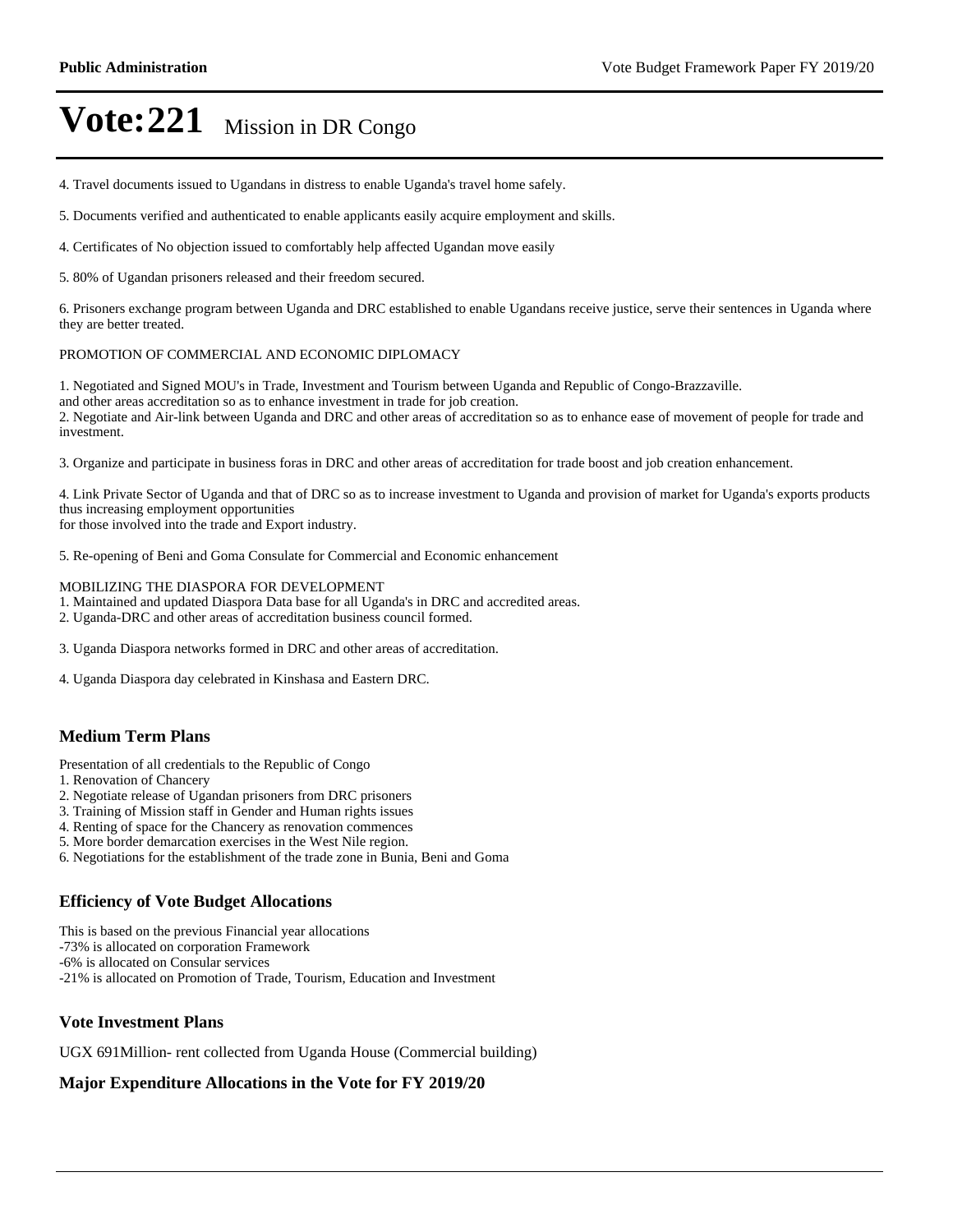# Vote:221 Mission in DR Congo

4. Travel documents issued to Ugandans in distress to enable Uganda's travel home safely.

5. Documents verified and authenticated to enable applicants easily acquire employment and skills.

4. Certificates of No objection issued to comfortably help affected Ugandan move easily

5. 80% of Ugandan prisoners released and their freedom secured.

6. Prisoners exchange program between Uganda and DRC established to enable Ugandans receive justice, serve their sentences in Uganda where they are better treated.

PROMOTION OF COMMERCIAL AND ECONOMIC DIPLOMACY

1. Negotiated and Signed MOU's in Trade, Investment and Tourism between Uganda and Republic of Congo-Brazzaville.
and other areas accreditation so as to enhance investment in trade for job creation.
2. Negotiate and Air-link between Uganda and DRC and other areas of accreditation so as to enhance ease of movement of people for trade and investment.

3. Organize and participate in business foras in DRC and other areas of accreditation for trade boost and job creation enhancement.

4. Link Private Sector of Uganda and that of DRC so as to increase investment to Uganda and provision of market for Uganda's exports products thus increasing employment opportunities
for those involved into the trade and Export industry.

5. Re-opening of Beni and Goma Consulate for Commercial and Economic enhancement

MOBILIZING THE DIASPORA FOR DEVELOPMENT
1. Maintained and updated Diaspora Data base for all Uganda's in DRC and accredited areas.
2. Uganda-DRC and other areas of accreditation business council formed.

3. Uganda Diaspora networks formed in DRC and other areas of accreditation.

4. Uganda Diaspora day celebrated in Kinshasa and Eastern DRC.

### Medium Term Plans

Presentation of all credentials to the Republic of Congo
1. Renovation of Chancery
2. Negotiate release of Ugandan prisoners from DRC prisoners
3. Training of Mission staff in Gender and Human rights issues
4. Renting of space for the Chancery as renovation commences
5. More border demarcation exercises in the West Nile region.
6. Negotiations for the establishment of the trade zone in Bunia, Beni and Goma

### Efficiency of Vote Budget Allocations

This is based on the previous Financial year allocations
-73% is allocated on corporation Framework
-6% is allocated on Consular services
-21% is allocated on Promotion of Trade, Tourism, Education and Investment

### Vote Investment Plans

UGX 691Million- rent collected from Uganda House (Commercial building)

### Major Expenditure Allocations in the Vote for FY 2019/20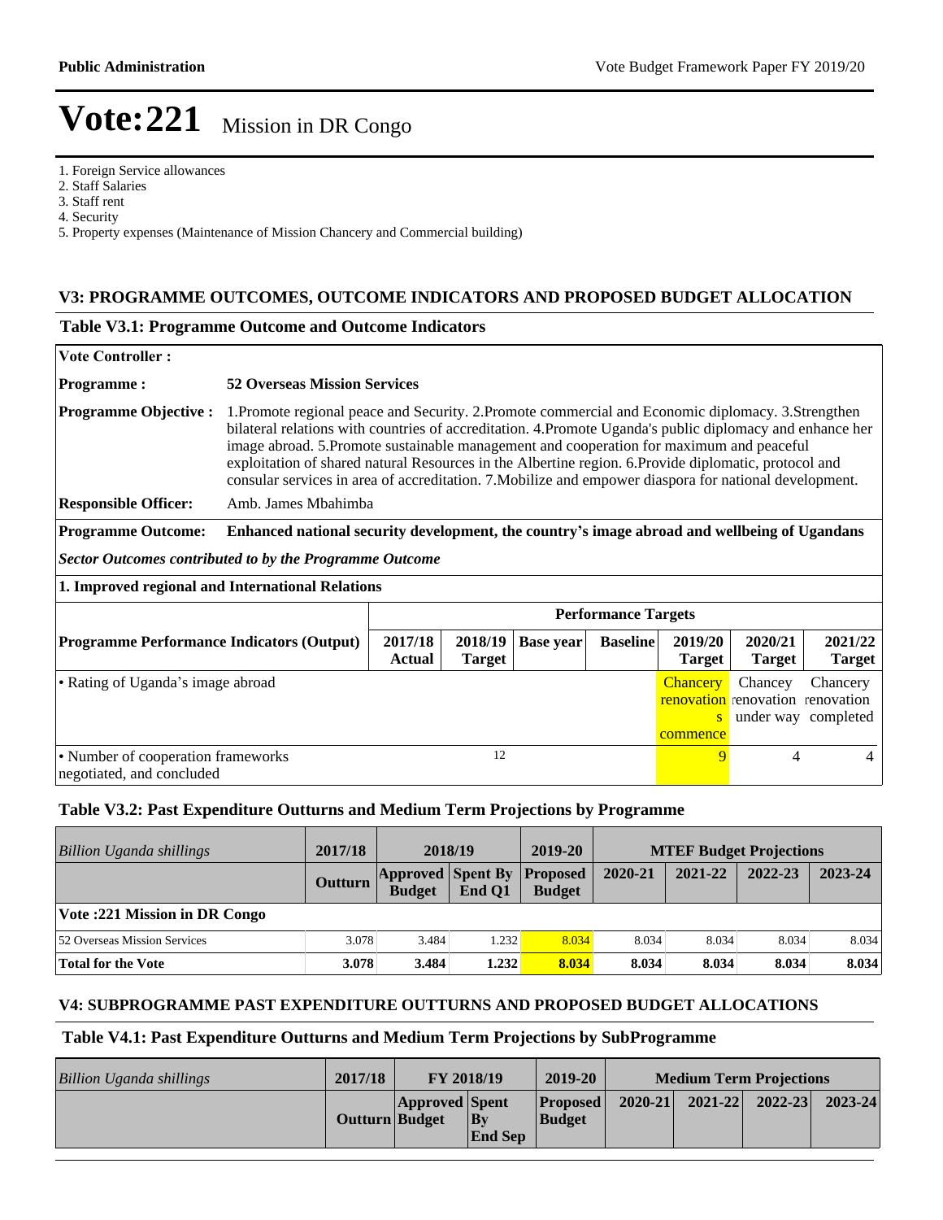# Vote:221 Mission in DR Congo

1. Foreign Service allowances
2. Staff Salaries
3. Staff rent
4. Security
5. Property expenses (Maintenance of Mission Chancery and Commercial building)

## V3: PROGRAMME OUTCOMES, OUTCOME INDICATORS AND PROPOSED BUDGET ALLOCATION

### Table V3.1: Programme Outcome and Outcome Indicators

**Vote Controller :**

**Programme :** **52 Overseas Mission Services**

**Programme Objective :** 1.Promote regional peace and Security. 2.Promote commercial and Economic diplomacy. 3.Strengthen bilateral relations with countries of accreditation. 4.Promote Uganda's public diplomacy and enhance her image abroad. 5.Promote sustainable management and cooperation for maximum and peaceful exploitation of shared natural Resources in the Albertine region. 6.Provide diplomatic, protocol and consular services in area of accreditation. 7.Mobilize and empower diaspora for national development.

**Responsible Officer:** Amb. James Mbahimba

**Programme Outcome:** **Enhanced national security development, the country's image abroad and wellbeing of Ugandans**

***Sector Outcomes contributed to by the Programme Outcome***

**1. Improved regional and International Relations**

| | Performance Targets | | | | | | |
|---|---|---|---|---|---|---|---|
| **Programme Performance Indicators (Output)** | **2017/18 Actual** | **2018/19 Target** | **Base year** | **Baseline** | **2019/20 Target** | **2020/21 Target** | **2021/22 Target** |
| • Rating of Uganda's image abroad | | | | | Chancery renovations commence | Chancey renovation under way | Chancery renovation completed |
| • Number of cooperation frameworks negotiated, and concluded | | 12 | | | 9 | 4 | 4 |

### Table V3.2: Past Expenditure Outturns and Medium Term Projections by Programme

| *Billion Uganda shillings* | 2017/18 | 2018/19 | | 2019-20 | MTEF Budget Projections | | | |
|---|---|---|---|---|---|---|---|---|
| | **Outturn** | **Approved Budget** | **Spent By End Q1** | **Proposed Budget** | **2020-21** | **2021-22** | **2022-23** | **2023-24** |
| **Vote :221 Mission in DR Congo** | | | | | | | | |
| 52 Overseas Mission Services | 3.078 | 3.484 | 1.232 | 8.034 | 8.034 | 8.034 | 8.034 | 8.034 |
| **Total for the Vote** | **3.078** | **3.484** | **1.232** | **8.034** | **8.034** | **8.034** | **8.034** | **8.034** |

## V4: SUBPROGRAMME PAST EXPENDITURE OUTTURNS AND PROPOSED BUDGET ALLOCATIONS

### Table V4.1: Past Expenditure Outturns and Medium Term Projections by SubProgramme

| *Billion Uganda shillings* | 2017/18 | FY 2018/19 | | 2019-20 | Medium Term Projections | | | |
|---|---|---|---|---|---|---|---|---|
| | **Outturn** | **Approved Budget** | **Spent By End Sep** | **Proposed Budget** | **2020-21** | **2021-22** | **2022-23** | **2023-24** |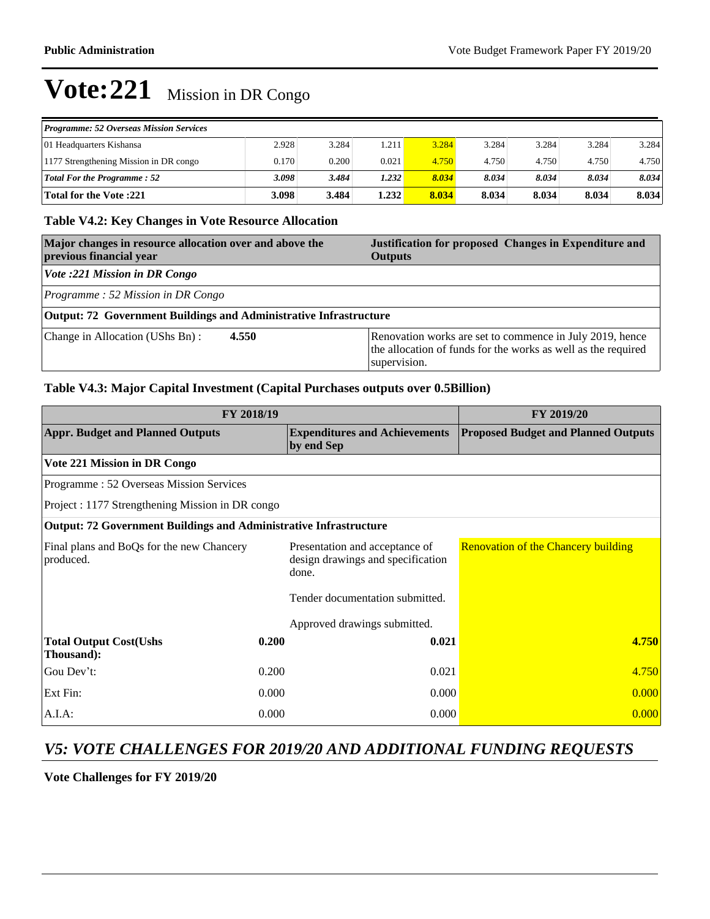# Vote:221 Mission in DR Congo

| Programme: 52 Overseas Mission Services | | | | | | | | |
|---|---|---|---|---|---|---|---|---|
| 01 Headquarters Kishansa | 2.928 | 3.284 | 1.211 | 3.284 | 3.284 | 3.284 | 3.284 | 3.284 |
| 1177 Strengthening Mission in DR congo | 0.170 | 0.200 | 0.021 | 4.750 | 4.750 | 4.750 | 4.750 | 4.750 |
| ***Total For the Programme : 52*** | ***3.098*** | ***3.484*** | ***1.232*** | ***8.034*** | ***8.034*** | ***8.034*** | ***8.034*** | ***8.034*** |
| **Total for the Vote :221** | **3.098** | **3.484** | **1.232** | **8.034** | **8.034** | **8.034** | **8.034** | **8.034** |

### Table V4.2: Key Changes in Vote Resource Allocation

| Major changes in resource allocation over and above the previous financial year | Justification for proposed Changes in Expenditure and Outputs |
|---|---|
| *Vote :221 Mission in DR Congo* | |
| *Programme : 52 Mission in DR Congo* | |
| **Output: 72 Government Buildings and Administrative Infrastructure** | |
| Change in Allocation (UShs Bn) : **4.550** | Renovation works are set to commence in July 2019, hence the allocation of funds for the works as well as the required supervision. |

### Table V4.3: Major Capital Investment (Capital Purchases outputs over 0.5Billion)

| FY 2018/19 | | | FY 2019/20 |
|---|---|---|---|
| **Appr. Budget and Planned Outputs** | | **Expenditures and Achievements by end Sep** | **Proposed Budget and Planned Outputs** |
| **Vote 221 Mission in DR Congo** | | | |
| Programme : 52 Overseas Mission Services | | | |
| Project : 1177 Strengthening Mission in DR congo | | | |
| **Output: 72 Government Buildings and Administrative Infrastructure** | | | |
| Final plans and BoQs for the new Chancery produced. | | Presentation and acceptance of design drawings and specification done.<br><br>Tender documentation submitted.<br><br>Approved drawings submitted. | Renovation of the Chancery building |
| **Total Output Cost(Ushs Thousand):** | **0.200** | **0.021** | **4.750** |
| Gou Dev't: | 0.200 | 0.021 | 4.750 |
| Ext Fin: | 0.000 | 0.000 | 0.000 |
| A.I.A: | 0.000 | 0.000 | 0.000 |

## *V5: VOTE CHALLENGES FOR 2019/20 AND ADDITIONAL FUNDING REQUESTS*

**Vote Challenges for FY 2019/20**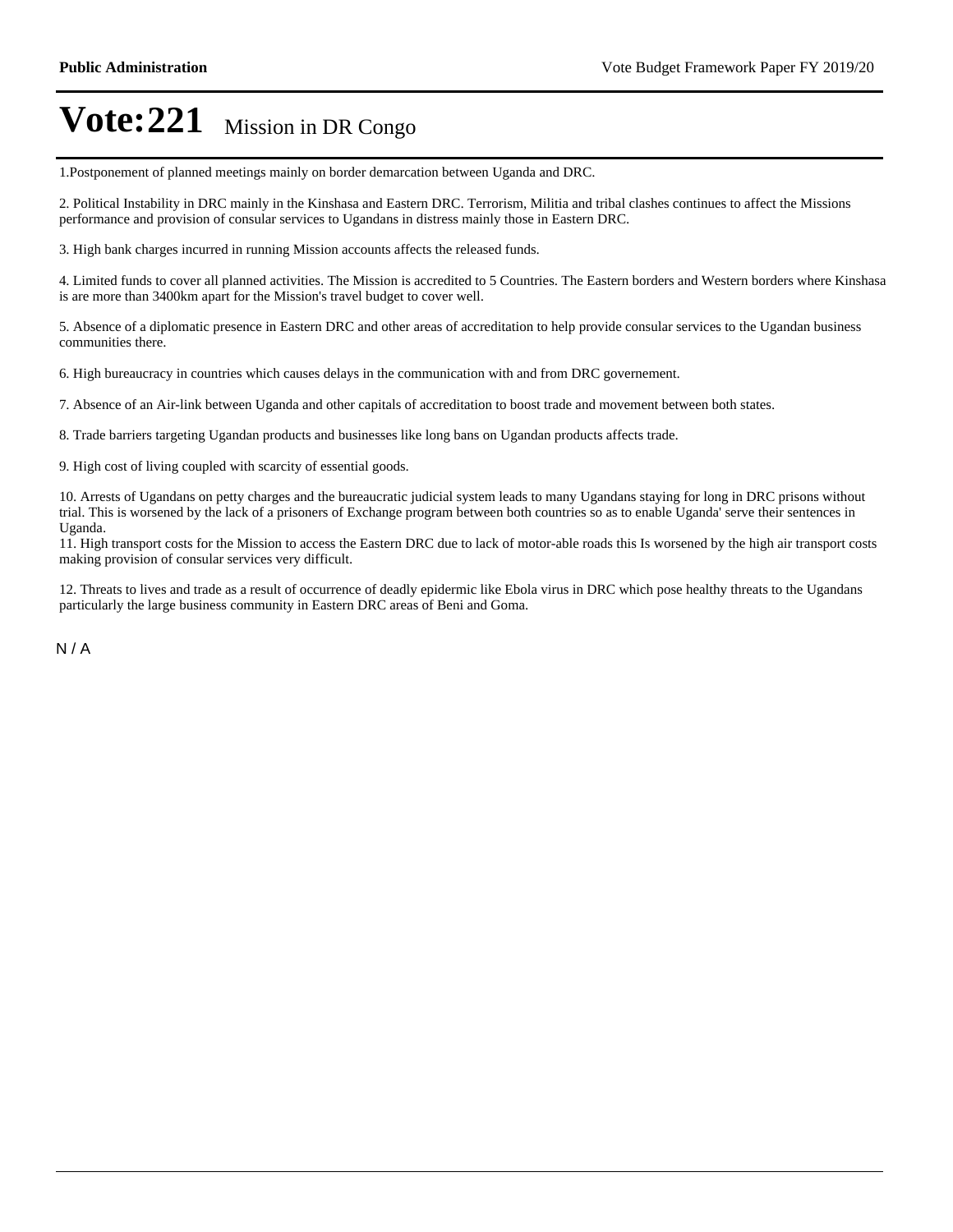# Vote:221 Mission in DR Congo

1.Postponement of planned meetings mainly on border demarcation between Uganda and DRC.

2. Political Instability in DRC mainly in the Kinshasa and Eastern DRC. Terrorism, Militia and tribal clashes continues to affect the Missions performance and provision of consular services to Ugandans in distress mainly those in Eastern DRC.

3. High bank charges incurred in running Mission accounts affects the released funds.

4. Limited funds to cover all planned activities. The Mission is accredited to 5 Countries. The Eastern borders and Western borders where Kinshasa is are more than 3400km apart for the Mission's travel budget to cover well.

5. Absence of a diplomatic presence in Eastern DRC and other areas of accreditation to help provide consular services to the Ugandan business communities there.

6. High bureaucracy in countries which causes delays in the communication with and from DRC governement.

7. Absence of an Air-link between Uganda and other capitals of accreditation to boost trade and movement between both states.

8. Trade barriers targeting Ugandan products and businesses like long bans on Ugandan products affects trade.

9. High cost of living coupled with scarcity of essential goods.

10. Arrests of Ugandans on petty charges and the bureaucratic judicial system leads to many Ugandans staying for long in DRC prisons without trial. This is worsened by the lack of a prisoners of Exchange program between both countries so as to enable Uganda' serve their sentences in Uganda.

11. High transport costs for the Mission to access the Eastern DRC due to lack of motor-able roads this Is worsened by the high air transport costs making provision of consular services very difficult.

12. Threats to lives and trade as a result of occurrence of deadly epidermic like Ebola virus in DRC which pose healthy threats to the Ugandans particularly the large business community in Eastern DRC areas of Beni and Goma.

N / A